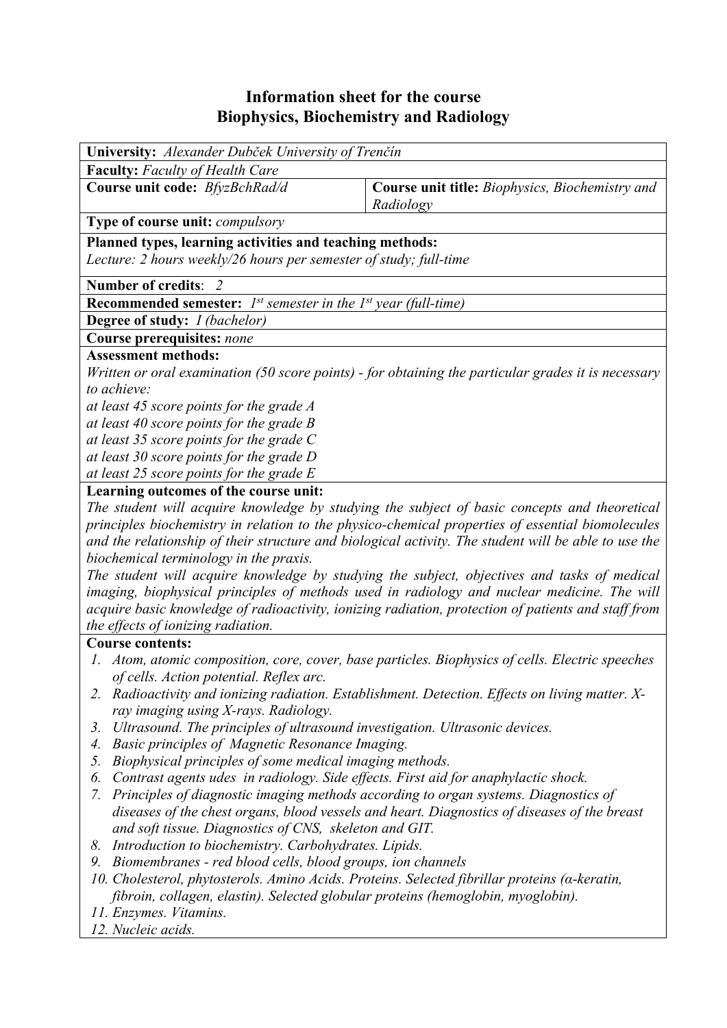# Information sheet for the course
# Biophysics, Biochemistry and Radiology

**University:** *Alexander Dubček University of Trenčín*

**Faculty:** *Faculty of Health Care*

| **Course unit code:** *BfyzBchRad/d* | **Course unit title:** *Biophysics, Biochemistry and Radiology* |
|---|---|

**Type of course unit:** *compulsory*

**Planned types, learning activities and teaching methods:**
*Lecture: 2 hours weekly/26 hours per semester of study; full-time*

**Number of credits**: *2*

**Recommended semester:** *1st semester in the 1st year (full-time)*

**Degree of study:** *I (bachelor)*

**Course prerequisites:** *none*

**Assessment methods:**
*Written or oral examination (50 score points) - for obtaining the particular grades it is necessary to achieve:*
*at least 45 score points for the grade A*
*at least 40 score points for the grade B*
*at least 35 score points for the grade C*
*at least 30 score points for the grade D*
*at least 25 score points for the grade E*

**Learning outcomes of the course unit:**
*The student will acquire knowledge by studying the subject of basic concepts and theoretical principles biochemistry in relation to the physico-chemical properties of essential biomolecules and the relationship of their structure and biological activity. The student will be able to use the biochemical terminology in the praxis.*
*The student will acquire knowledge by studying the subject, objectives and tasks of medical imaging, biophysical principles of methods used in radiology and nuclear medicine. The will acquire basic knowledge of radioactivity, ionizing radiation, protection of patients and staff from the effects of ionizing radiation.*

**Course contents:**

1. *Atom, atomic composition, core, cover, base particles. Biophysics of cells. Electric speeches of cells. Action potential. Reflex arc.*
2. *Radioactivity and ionizing radiation. Establishment. Detection. Effects on living matter. X-ray imaging using X-rays. Radiology.*
3. *Ultrasound. The principles of ultrasound investigation. Ultrasonic devices.*
4. *Basic principles of Magnetic Resonance Imaging.*
5. *Biophysical principles of some medical imaging methods.*
6. *Contrast agents udes in radiology. Side effects. First aid for anaphylactic shock.*
7. *Principles of diagnostic imaging methods according to organ systems. Diagnostics of diseases of the chest organs, blood vessels and heart. Diagnostics of diseases of the breast and soft tissue. Diagnostics of CNS, skeleton and GIT.*
8. *Introduction to biochemistry. Carbohydrates. Lipids.*
9. *Biomembranes - red blood cells, blood groups, ion channels*
10. *Cholesterol, phytosterols. Amino Acids. Proteins. Selected fibrillar proteins (α-keratin, fibroin, collagen, elastin). Selected globular proteins (hemoglobin, myoglobin).*
11. *Enzymes. Vitamins.*
12. *Nucleic acids.*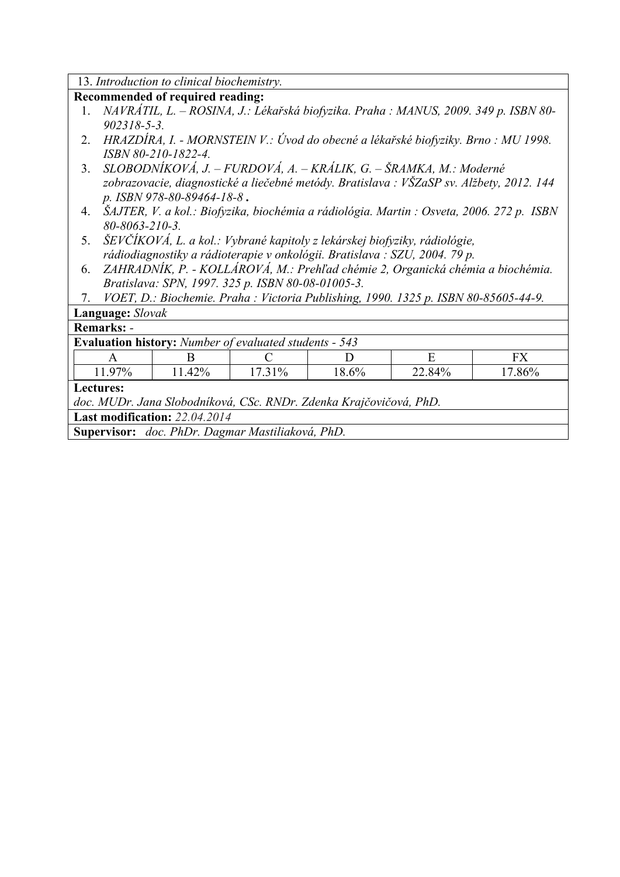13. *Introduction to clinical biochemistry.*

**Recommended of required reading:**

1. *NAVRÁTIL, L. – ROSINA, J.: Lékařská biofyzika. Praha : MANUS, 2009. 349 p. ISBN 80-902318-5-3.*
2. *HRAZDÍRA, I. - MORNSTEIN V.: Úvod do obecné a lékařské biofyziky. Brno : MU 1998. ISBN 80-210-1822-4.*
3. *SLOBODNÍKOVÁ, J. – FURDOVÁ, A. – KRÁLIK, G. – ŠRAMKA, M.: Moderné zobrazovacie, diagnostické a liečebné metódy. Bratislava : VŠZaSP sv. Alžbety, 2012. 144 p. ISBN 978-80-89464-18-8* **.**
4. *ŠAJTER, V. a kol.: Biofyzika, biochémia a rádiológia. Martin : Osveta, 2006. 272 p. ISBN 80-8063-210-3.*
5. *ŠEVČÍKOVÁ, L. a kol.: Vybrané kapitoly z lekárskej biofyziky, rádiológie, rádiodiagnostiky a rádioterapie v onkológii. Bratislava : SZU, 2004. 79 p.*
6. *ZAHRADNÍK, P. - KOLLÁROVÁ, M.: Prehľad chémie 2, Organická chémia a biochémia. Bratislava: SPN, 1997. 325 p. ISBN 80-08-01005-3.*
7. *VOET, D.: Biochemie. Praha : Victoria Publishing, 1990. 1325 p. ISBN 80-85605-44-9.*

**Language:** *Slovak*

**Remarks:** -

**Evaluation history:** *Number of evaluated students - 543*

| A | B | C | D | E | FX |
|---|---|---|---|---|---|
| 11.97% | 11.42% | 17.31% | 18.6% | 22.84% | 17.86% |

**Lectures:**

*doc. MUDr. Jana Slobodníková, CSc. RNDr. Zdenka Krajčovičová, PhD.*

**Last modification:** *22.04.2014*

**Supervisor:** *doc. PhDr. Dagmar Mastiliaková, PhD.*